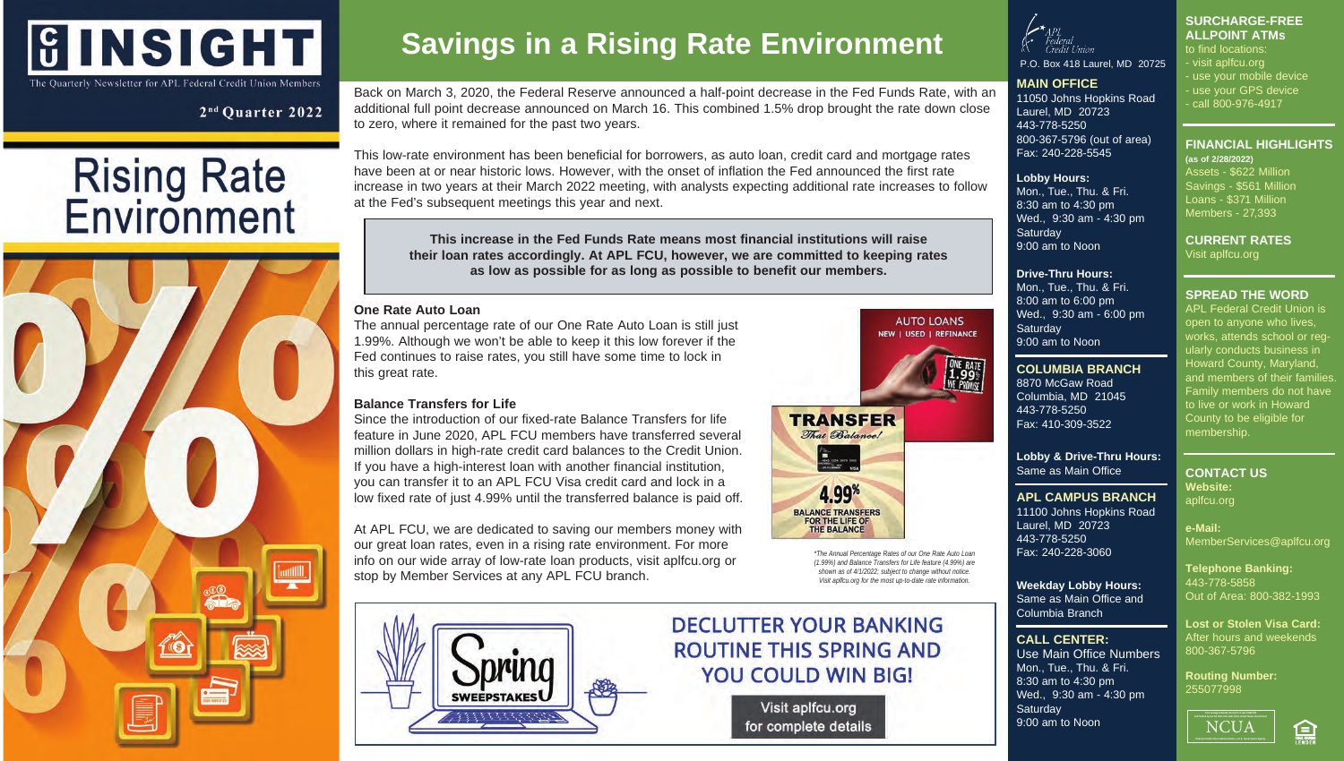# CU INSIGHT

The Quarterly Newsletter for APL Federal Credit Union Members

2nd Quarter 2022

## Rising Rate Environment

# Savings in a Rising Rate Environment

Back on March 3, 2020, the Federal Reserve announced a half-point decrease in the Fed Funds Rate, with an additional full point decrease announced on March 16. This combined 1.5% drop brought the rate down close to zero, where it remained for the past two years.

This low-rate environment has been beneficial for borrowers, as auto loan, credit card and mortgage rates have been at or near historic lows. However, with the onset of inflation the Fed announced the first rate increase in two years at their March 2022 meeting, with analysts expecting additional rate increases to follow at the Fed's subsequent meetings this year and next.

**This increase in the Fed Funds Rate means most financial institutions will raise their loan rates accordingly. At APL FCU, however, we are committed to keeping rates as low as possible for as long as possible to benefit our members.**

### One Rate Auto Loan

The annual percentage rate of our One Rate Auto Loan is still just 1.99%. Although we won't be able to keep it this low forever if the Fed continues to raise rates, you still have some time to lock in this great rate.

### Balance Transfers for Life

Since the introduction of our fixed-rate Balance Transfers for life feature in June 2020, APL FCU members have transferred several million dollars in high-rate credit card balances to the Credit Union. If you have a high-interest loan with another financial institution, you can transfer it to an APL FCU Visa credit card and lock in a low fixed rate of just 4.99% until the transferred balance is paid off.

At APL FCU, we are dedicated to saving our members money with our great loan rates, even in a rising rate environment. For more info on our wide array of low-rate loan products, visit aplfcu.org or stop by Member Services at any APL FCU branch.

AUTO LOANS
NEW | USED | REFINANCE
ONE RATE 1.99% WE PROMISE

TRANSFER That Balance!
4.99%
BALANCE TRANSFERS FOR THE LIFE OF THE BALANCE

*The Annual Percentage Rates of our One Rate Auto Loan (1.99%) and Balance Transfers for Life feature (4.99%) are shown as of 4/1/2022; subject to change without notice. Visit aplfcu.org for the most up-to-date rate information.*

Spring SWEEPSTAKES

**DECLUTTER YOUR BANKING ROUTINE THIS SPRING AND YOU COULD WIN BIG!**

Visit aplfcu.org for complete details

---

APL Federal Credit Union
P.O. Box 418 Laurel, MD 20725

**MAIN OFFICE**
11050 Johns Hopkins Road
Laurel, MD 20723
443-778-5250
800-367-5796 (out of area)
Fax: 240-228-5545

**Lobby Hours:**
Mon., Tue., Thu. & Fri.
8:30 am to 4:30 pm
Wed., 9:30 am - 4:30 pm
Saturday
9:00 am to Noon

**Drive-Thru Hours:**
Mon., Tue., Thu. & Fri.
8:00 am to 6:00 pm
Wed., 9:30 am - 6:00 pm
Saturday
9:00 am to Noon

**COLUMBIA BRANCH**
8870 McGaw Road
Columbia, MD 21045
443-778-5250
Fax: 410-309-3522

**Lobby & Drive-Thru Hours:**
Same as Main Office

**APL CAMPUS BRANCH**
11100 Johns Hopkins Road
Laurel, MD 20723
443-778-5250
Fax: 240-228-3060

**Weekday Lobby Hours:**
Same as Main Office and Columbia Branch

**CALL CENTER:**
Use Main Office Numbers
Mon., Tue., Thu. & Fri.
8:30 am to 4:30 pm
Wed., 9:30 am - 4:30 pm
Saturday
9:00 am to Noon

**SURCHARGE-FREE ALLPOINT ATMs**
to find locations:
- visit aplfcu.org
- use your mobile device
- use your GPS device
- call 800-976-4917

**FINANCIAL HIGHLIGHTS**
**(as of 2/28/2022)**
Assets - $622 Million
Savings - $561 Million
Loans - $371 Million
Members - 27,393

**CURRENT RATES**
Visit aplfcu.org

**SPREAD THE WORD**
APL Federal Credit Union is open to anyone who lives, works, attends school or regularly conducts business in Howard County, Maryland, and members of their families. Family members do not have to live or work in Howard County to be eligible for membership.

**CONTACT US**
**Website:**
aplfcu.org

**e-Mail:**
MemberServices@aplfcu.org

**Telephone Banking:**
443-778-5858
Out of Area: 800-382-1993

**Lost or Stolen Visa Card:**
After hours and weekends
800-367-5796

**Routing Number:**
255077998

NCUA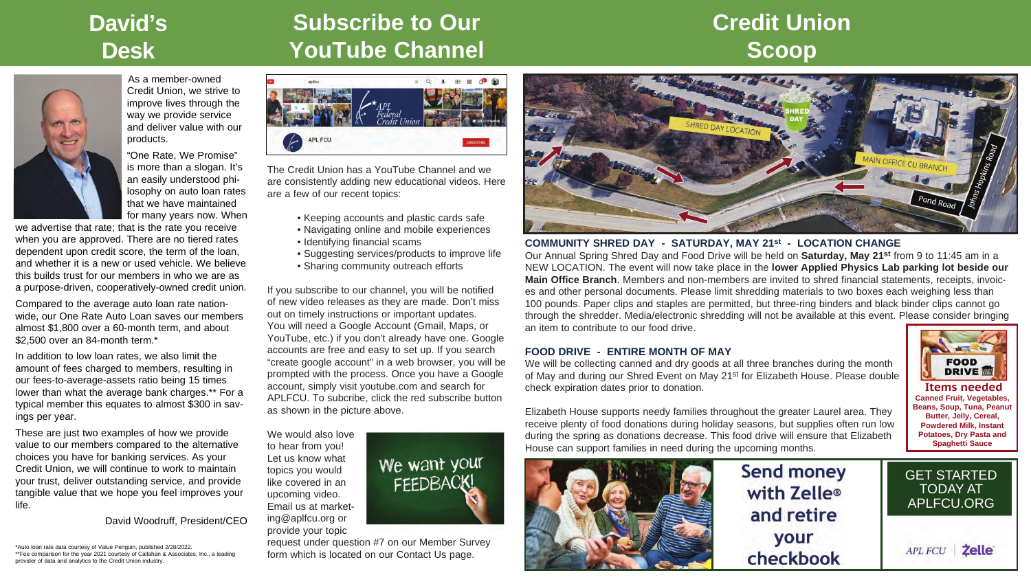# David's Desk

As a member-owned Credit Union, we strive to improve lives through the way we provide service and deliver value with our products.

"One Rate, We Promise" is more than a slogan. It's an easily understood philosophy on auto loan rates that we have maintained for many years now. When we advertise that rate; that is the rate you receive when you are approved. There are no tiered rates dependent upon credit score, the term of the loan, and whether it is a new or used vehicle. We believe this builds trust for our members in who we are as a purpose-driven, cooperatively-owned credit union.

Compared to the average auto loan rate nationwide, our One Rate Auto Loan saves our members almost $1,800 over a 60-month term, and about $2,500 over an 84-month term.*

In addition to low loan rates, we also limit the amount of fees charged to members, resulting in our fees-to-average-assets ratio being 15 times lower than what the average bank charges.** For a typical member this equates to almost $300 in savings per year.

These are just two examples of how we provide value to our members compared to the alternative choices you have for banking services. As your Credit Union, we will continue to work to maintain your trust, deliver outstanding service, and provide tangible value that we hope you feel improves your life.

David Woodruff, President/CEO

*Auto loan rate data courtesy of Value Penguin, published 2/28/2022.
**Fee comparison for the year 2021 courtesy of Callahan & Associates, Inc., a leading provider of data and analytics to the Credit Union industry.

# Subscribe to Our YouTube Channel

The Credit Union has a YouTube Channel and we are consistently adding new educational videos. Here are a few of our recent topics:

- Keeping accounts and plastic cards safe
- Navigating online and mobile experiences
- Identifying financial scams
- Suggesting services/products to improve life
- Sharing community outreach efforts

If you subscribe to our channel, you will be notified of new video releases as they are made. Don't miss out on timely instructions or important updates. You will need a Google Account (Gmail, Maps, or YouTube, etc.) if you don't already have one. Google accounts are free and easy to set up. If you search "create google account" in a web browser, you will be prompted with the process. Once you have a Google account, simply visit youtube.com and search for APLFCU. To subcribe, click the red subscribe button as shown in the picture above.

We would also love to hear from you! Let us know what topics you would like covered in an upcoming video. Email us at marketing@aplfcu.org or provide your topic request under question #7 on our Member Survey form which is located on our Contact Us page.

# Credit Union Scoop

SHRED DAY LOCATION
MAIN OFFICE CU BRANCH
Pond Road
Johns Hopkins Road

### COMMUNITY SHRED DAY - SATURDAY, MAY 21st - LOCATION CHANGE

Our Annual Spring Shred Day and Food Drive will be held on **Saturday, May 21st** from 9 to 11:45 am in a NEW LOCATION. The event will now take place in the **lower Applied Physics Lab parking lot beside our Main Office Branch**. Members and non-members are invited to shred financial statements, receipts, invoices and other personal documents. Please limit shredding materials to two boxes each weighing less than 100 pounds. Paper clips and staples are permitted, but three-ring binders and black binder clips cannot go through the shredder. Media/electronic shredding will not be available at this event. Please consider bringing an item to contribute to our food drive.

### FOOD DRIVE - ENTIRE MONTH OF MAY

We will be collecting canned and dry goods at all three branches during the month of May and during our Shred Event on May 21st for Elizabeth House. Please double check expiration dates prior to donation.

Elizabeth House supports needy families throughout the greater Laurel area. They receive plenty of food donations during holiday seasons, but supplies often run low during the spring as donations decrease. This food drive will ensure that Elizabeth House can support families in need during the upcoming months.

**Items needed**
**Canned Fruit, Vegetables, Beans, Soup, Tuna, Peanut Butter, Jelly, Cereal, Powdered Milk, Instant Potatoes, Dry Pasta and Spaghetti Sauce**

**Send money with Zelle® and retire your checkbook**

GET STARTED TODAY AT APLFCU.ORG

APL FCU | Zelle